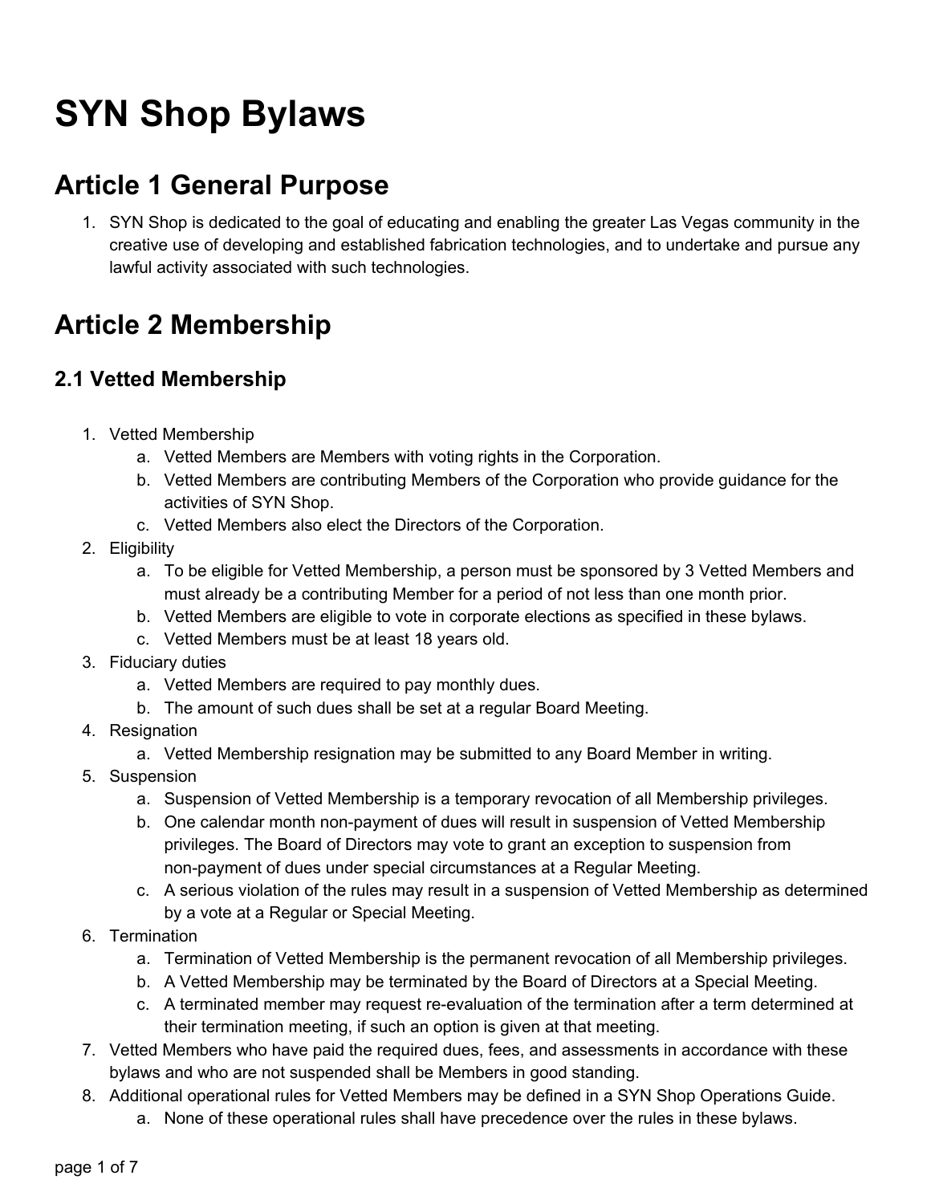# SYN Shop Bylaws

## Article 1 General Purpose

1. SYN Shop is dedicated to the goal of educating and enabling the greater Las Vegas community in the creative use of developing and established fabrication technologies, and to undertake and pursue any lawful activity associated with such technologies.

## Article 2 Membership

### 2.1 Vetted Membership

1. Vetted Membership
    a. Vetted Members are Members with voting rights in the Corporation.
    b. Vetted Members are contributing Members of the Corporation who provide guidance for the activities of SYN Shop.
    c. Vetted Members also elect the Directors of the Corporation.
2. Eligibility
    a. To be eligible for Vetted Membership, a person must be sponsored by 3 Vetted Members and must already be a contributing Member for a period of not less than one month prior.
    b. Vetted Members are eligible to vote in corporate elections as specified in these bylaws.
    c. Vetted Members must be at least 18 years old.
3. Fiduciary duties
    a. Vetted Members are required to pay monthly dues.
    b. The amount of such dues shall be set at a regular Board Meeting.
4. Resignation
    a. Vetted Membership resignation may be submitted to any Board Member in writing.
5. Suspension
    a. Suspension of Vetted Membership is a temporary revocation of all Membership privileges.
    b. One calendar month non-payment of dues will result in suspension of Vetted Membership privileges. The Board of Directors may vote to grant an exception to suspension from non-payment of dues under special circumstances at a Regular Meeting.
    c. A serious violation of the rules may result in a suspension of Vetted Membership as determined by a vote at a Regular or Special Meeting.
6. Termination
    a. Termination of Vetted Membership is the permanent revocation of all Membership privileges.
    b. A Vetted Membership may be terminated by the Board of Directors at a Special Meeting.
    c. A terminated member may request re-evaluation of the termination after a term determined at their termination meeting, if such an option is given at that meeting.
7. Vetted Members who have paid the required dues, fees, and assessments in accordance with these bylaws and who are not suspended shall be Members in good standing.
8. Additional operational rules for Vetted Members may be defined in a SYN Shop Operations Guide.
    a. None of these operational rules shall have precedence over the rules in these bylaws.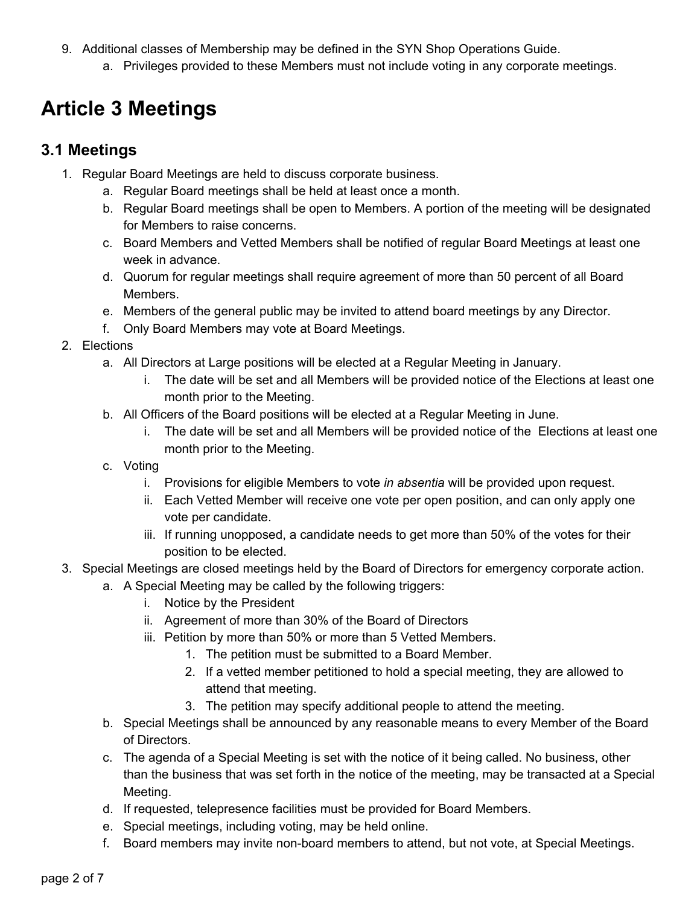9. Additional classes of Membership may be defined in the SYN Shop Operations Guide.
    a. Privileges provided to these Members must not include voting in any corporate meetings.

# Article 3 Meetings

## 3.1 Meetings

1. Regular Board Meetings are held to discuss corporate business.
    a. Regular Board meetings shall be held at least once a month.
    b. Regular Board meetings shall be open to Members. A portion of the meeting will be designated for Members to raise concerns.
    c. Board Members and Vetted Members shall be notified of regular Board Meetings at least one week in advance.
    d. Quorum for regular meetings shall require agreement of more than 50 percent of all Board Members.
    e. Members of the general public may be invited to attend board meetings by any Director.
    f. Only Board Members may vote at Board Meetings.
2. Elections
    a. All Directors at Large positions will be elected at a Regular Meeting in January.
        i. The date will be set and all Members will be provided notice of the Elections at least one month prior to the Meeting.
    b. All Officers of the Board positions will be elected at a Regular Meeting in June.
        i. The date will be set and all Members will be provided notice of the Elections at least one month prior to the Meeting.
    c. Voting
        i. Provisions for eligible Members to vote *in absentia* will be provided upon request.
        ii. Each Vetted Member will receive one vote per open position, and can only apply one vote per candidate.
        iii. If running unopposed, a candidate needs to get more than 50% of the votes for their position to be elected.
3. Special Meetings are closed meetings held by the Board of Directors for emergency corporate action.
    a. A Special Meeting may be called by the following triggers:
        i. Notice by the President
        ii. Agreement of more than 30% of the Board of Directors
        iii. Petition by more than 50% or more than 5 Vetted Members.
            1. The petition must be submitted to a Board Member.
            2. If a vetted member petitioned to hold a special meeting, they are allowed to attend that meeting.
            3. The petition may specify additional people to attend the meeting.
    b. Special Meetings shall be announced by any reasonable means to every Member of the Board of Directors.
    c. The agenda of a Special Meeting is set with the notice of it being called. No business, other than the business that was set forth in the notice of the meeting, may be transacted at a Special Meeting.
    d. If requested, telepresence facilities must be provided for Board Members.
    e. Special meetings, including voting, may be held online.
    f. Board members may invite non-board members to attend, but not vote, at Special Meetings.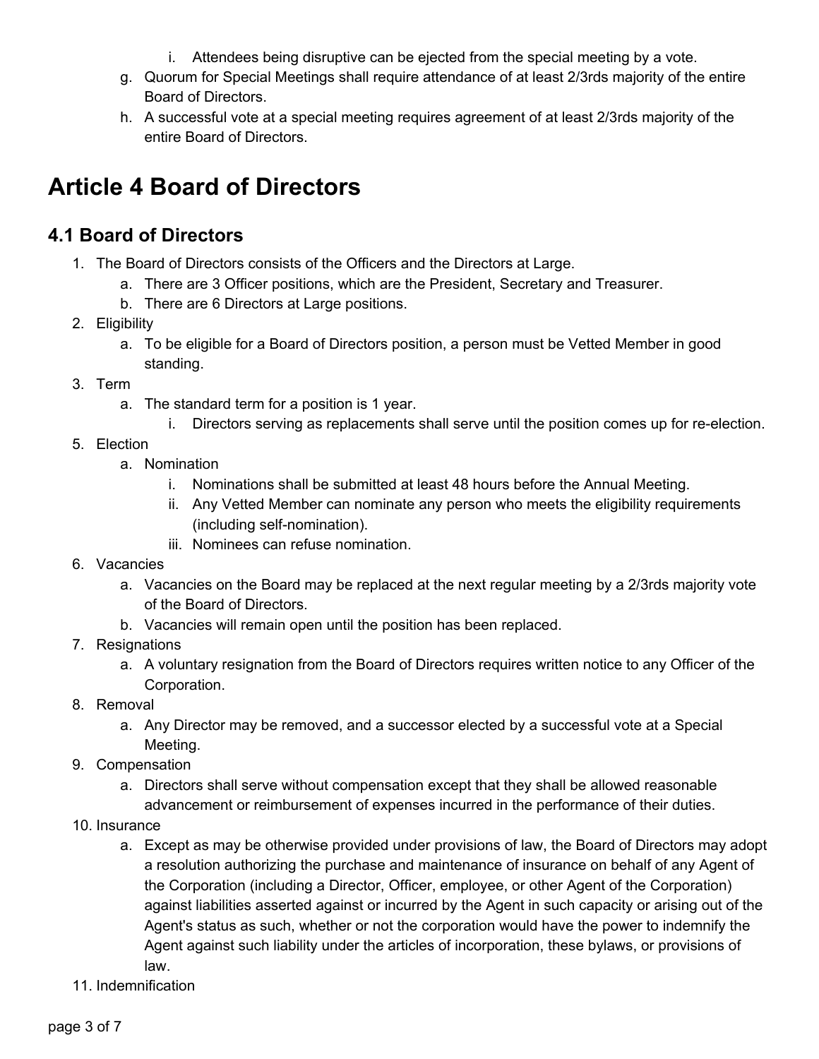i. Attendees being disruptive can be ejected from the special meeting by a vote.

    g. Quorum for Special Meetings shall require attendance of at least 2/3rds majority of the entire Board of Directors.
    h. A successful vote at a special meeting requires agreement of at least 2/3rds majority of the entire Board of Directors.

# Article 4 Board of Directors

## 4.1 Board of Directors

1. The Board of Directors consists of the Officers and the Directors at Large.
    a. There are 3 Officer positions, which are the President, Secretary and Treasurer.
    b. There are 6 Directors at Large positions.
2. Eligibility
    a. To be eligible for a Board of Directors position, a person must be Vetted Member in good standing.
3. Term
    a. The standard term for a position is 1 year.
        i. Directors serving as replacements shall serve until the position comes up for re-election.
5. Election
    a. Nomination
        i. Nominations shall be submitted at least 48 hours before the Annual Meeting.
        ii. Any Vetted Member can nominate any person who meets the eligibility requirements (including self-nomination).
        iii. Nominees can refuse nomination.
6. Vacancies
    a. Vacancies on the Board may be replaced at the next regular meeting by a 2/3rds majority vote of the Board of Directors.
    b. Vacancies will remain open until the position has been replaced.
7. Resignations
    a. A voluntary resignation from the Board of Directors requires written notice to any Officer of the Corporation.
8. Removal
    a. Any Director may be removed, and a successor elected by a successful vote at a Special Meeting.
9. Compensation
    a. Directors shall serve without compensation except that they shall be allowed reasonable advancement or reimbursement of expenses incurred in the performance of their duties.
10. Insurance
    a. Except as may be otherwise provided under provisions of law, the Board of Directors may adopt a resolution authorizing the purchase and maintenance of insurance on behalf of any Agent of the Corporation (including a Director, Officer, employee, or other Agent of the Corporation) against liabilities asserted against or incurred by the Agent in such capacity or arising out of the Agent's status as such, whether or not the corporation would have the power to indemnify the Agent against such liability under the articles of incorporation, these bylaws, or provisions of law.
11. Indemnification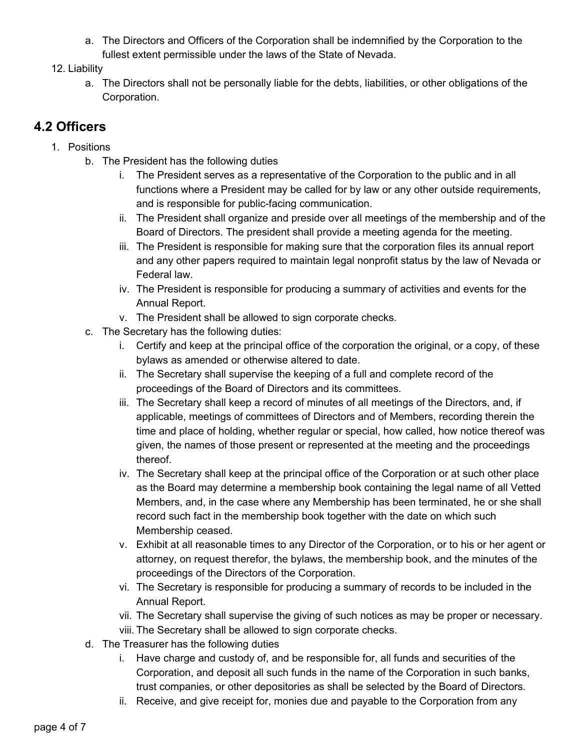a. The Directors and Officers of the Corporation shall be indemnified by the Corporation to the fullest extent permissible under the laws of the State of Nevada.

12. Liability
    a. The Directors shall not be personally liable for the debts, liabilities, or other obligations of the Corporation.

## 4.2 Officers

1. Positions
    b. The President has the following duties
        i. The President serves as a representative of the Corporation to the public and in all functions where a President may be called for by law or any other outside requirements, and is responsible for public-facing communication.
        ii. The President shall organize and preside over all meetings of the membership and of the Board of Directors. The president shall provide a meeting agenda for the meeting.
        iii. The President is responsible for making sure that the corporation files its annual report and any other papers required to maintain legal nonprofit status by the law of Nevada or Federal law.
        iv. The President is responsible for producing a summary of activities and events for the Annual Report.
        v. The President shall be allowed to sign corporate checks.
    c. The Secretary has the following duties:
        i. Certify and keep at the principal office of the corporation the original, or a copy, of these bylaws as amended or otherwise altered to date.
        ii. The Secretary shall supervise the keeping of a full and complete record of the proceedings of the Board of Directors and its committees.
        iii. The Secretary shall keep a record of minutes of all meetings of the Directors, and, if applicable, meetings of committees of Directors and of Members, recording therein the time and place of holding, whether regular or special, how called, how notice thereof was given, the names of those present or represented at the meeting and the proceedings thereof.
        iv. The Secretary shall keep at the principal office of the Corporation or at such other place as the Board may determine a membership book containing the legal name of all Vetted Members, and, in the case where any Membership has been terminated, he or she shall record such fact in the membership book together with the date on which such Membership ceased.
        v. Exhibit at all reasonable times to any Director of the Corporation, or to his or her agent or attorney, on request therefor, the bylaws, the membership book, and the minutes of the proceedings of the Directors of the Corporation.
        vi. The Secretary is responsible for producing a summary of records to be included in the Annual Report.
        vii. The Secretary shall supervise the giving of such notices as may be proper or necessary.
        viii. The Secretary shall be allowed to sign corporate checks.
    d. The Treasurer has the following duties
        i. Have charge and custody of, and be responsible for, all funds and securities of the Corporation, and deposit all such funds in the name of the Corporation in such banks, trust companies, or other depositories as shall be selected by the Board of Directors.
        ii. Receive, and give receipt for, monies due and payable to the Corporation from any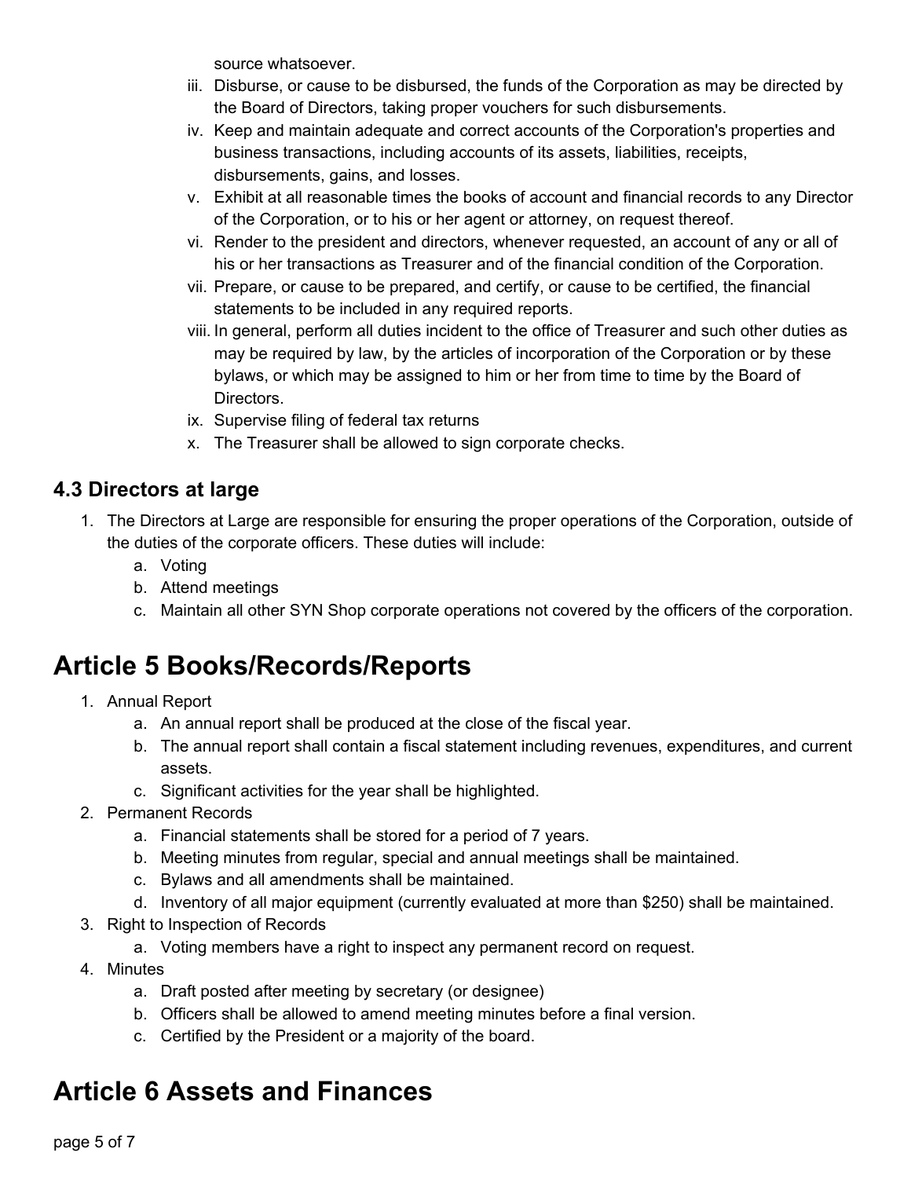source whatsoever.

iii. Disburse, or cause to be disbursed, the funds of the Corporation as may be directed by the Board of Directors, taking proper vouchers for such disbursements.
iv. Keep and maintain adequate and correct accounts of the Corporation's properties and business transactions, including accounts of its assets, liabilities, receipts, disbursements, gains, and losses.
v. Exhibit at all reasonable times the books of account and financial records to any Director of the Corporation, or to his or her agent or attorney, on request thereof.
vi. Render to the president and directors, whenever requested, an account of any or all of his or her transactions as Treasurer and of the financial condition of the Corporation.
vii. Prepare, or cause to be prepared, and certify, or cause to be certified, the financial statements to be included in any required reports.
viii. In general, perform all duties incident to the office of Treasurer and such other duties as may be required by law, by the articles of incorporation of the Corporation or by these bylaws, or which may be assigned to him or her from time to time by the Board of Directors.
ix. Supervise filing of federal tax returns
x. The Treasurer shall be allowed to sign corporate checks.

## 4.3 Directors at large

1. The Directors at Large are responsible for ensuring the proper operations of the Corporation, outside of the duties of the corporate officers. These duties will include:
    a. Voting
    b. Attend meetings
    c. Maintain all other SYN Shop corporate operations not covered by the officers of the corporation.

# Article 5 Books/Records/Reports

1. Annual Report
    a. An annual report shall be produced at the close of the fiscal year.
    b. The annual report shall contain a fiscal statement including revenues, expenditures, and current assets.
    c. Significant activities for the year shall be highlighted.
2. Permanent Records
    a. Financial statements shall be stored for a period of 7 years.
    b. Meeting minutes from regular, special and annual meetings shall be maintained.
    c. Bylaws and all amendments shall be maintained.
    d. Inventory of all major equipment (currently evaluated at more than $250) shall be maintained.
3. Right to Inspection of Records
    a. Voting members have a right to inspect any permanent record on request.
4. Minutes
    a. Draft posted after meeting by secretary (or designee)
    b. Officers shall be allowed to amend meeting minutes before a final version.
    c. Certified by the President or a majority of the board.

# Article 6 Assets and Finances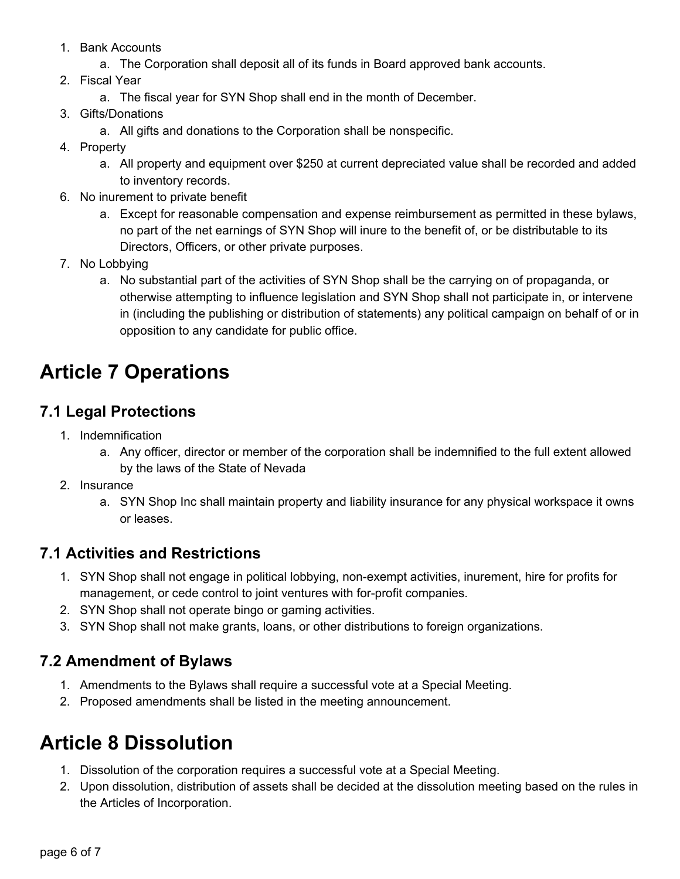1. Bank Accounts
    a. The Corporation shall deposit all of its funds in Board approved bank accounts.
2. Fiscal Year
    a. The fiscal year for SYN Shop shall end in the month of December.
3. Gifts/Donations
    a. All gifts and donations to the Corporation shall be nonspecific.
4. Property
    a. All property and equipment over $250 at current depreciated value shall be recorded and added to inventory records.
6. No inurement to private benefit
    a. Except for reasonable compensation and expense reimbursement as permitted in these bylaws, no part of the net earnings of SYN Shop will inure to the benefit of, or be distributable to its Directors, Officers, or other private purposes.
7. No Lobbying
    a. No substantial part of the activities of SYN Shop shall be the carrying on of propaganda, or otherwise attempting to influence legislation and SYN Shop shall not participate in, or intervene in (including the publishing or distribution of statements) any political campaign on behalf of or in opposition to any candidate for public office.

# Article 7 Operations

## 7.1 Legal Protections

1. Indemnification
    a. Any officer, director or member of the corporation shall be indemnified to the full extent allowed by the laws of the State of Nevada
2. Insurance
    a. SYN Shop Inc shall maintain property and liability insurance for any physical workspace it owns or leases.

## 7.1 Activities and Restrictions

1. SYN Shop shall not engage in political lobbying, non-exempt activities, inurement, hire for profits for management, or cede control to joint ventures with for-profit companies.
2. SYN Shop shall not operate bingo or gaming activities.
3. SYN Shop shall not make grants, loans, or other distributions to foreign organizations.

## 7.2 Amendment of Bylaws

1. Amendments to the Bylaws shall require a successful vote at a Special Meeting.
2. Proposed amendments shall be listed in the meeting announcement.

# Article 8 Dissolution

1. Dissolution of the corporation requires a successful vote at a Special Meeting.
2. Upon dissolution, distribution of assets shall be decided at the dissolution meeting based on the rules in the Articles of Incorporation.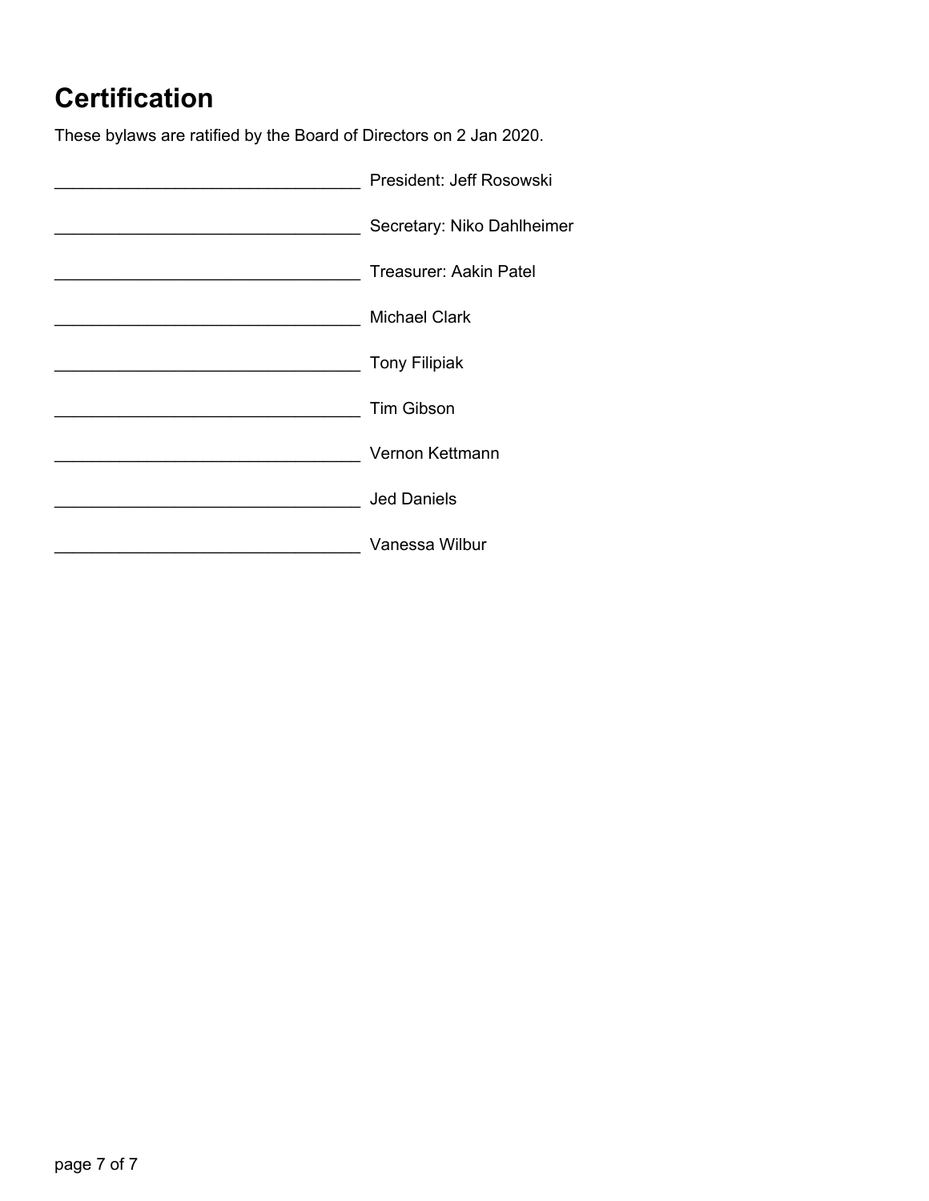# Certification

These bylaws are ratified by the Board of Directors on 2 Jan 2020.

_________________________________ President: Jeff Rosowski

_________________________________ Secretary: Niko Dahlheimer

_________________________________ Treasurer: Aakin Patel

_________________________________ Michael Clark

_________________________________ Tony Filipiak

_________________________________ Tim Gibson

_________________________________ Vernon Kettmann

_________________________________ Jed Daniels

_________________________________ Vanessa Wilbur